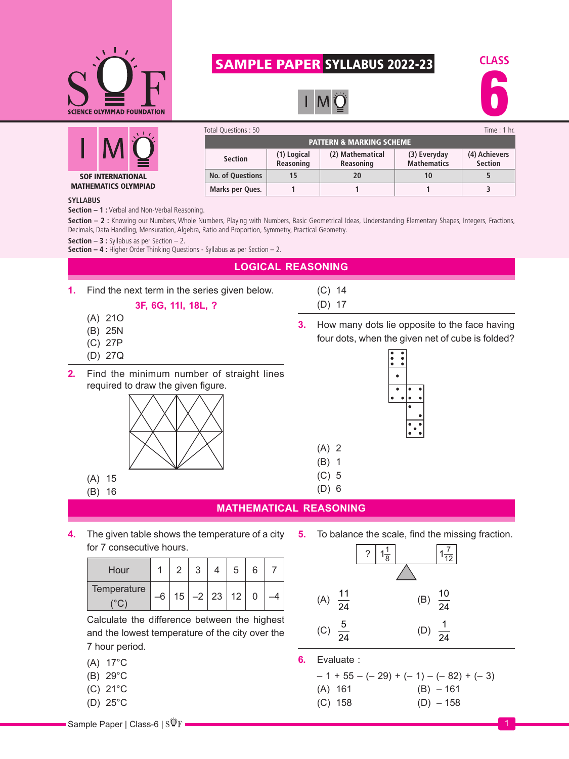# SAMPLE PAPER SYLLABUS 2022-23

## IMO — CLASS 6

**SOF INTERNATIONAL MATHEMATICS OLYMPIAD**

Total Questions : 50 | Time : 1 hr.

**PATTERN & MARKING SCHEME**

| Section | (1) Logical Reasoning | (2) Mathematical Reasoning | (3) Everyday Mathematics | (4) Achievers Section |
|---|---|---|---|---|
| No. of Questions | 15 | 20 | 10 | 5 |
| Marks per Ques. | 1 | 1 | 1 | 3 |

**SYLLABUS**

**Section – 1 :** Verbal and Non-Verbal Reasoning.

**Section – 2 :** Knowing our Numbers, Whole Numbers, Playing with Numbers, Basic Geometrical Ideas, Understanding Elementary Shapes, Integers, Fractions, Decimals, Data Handling, Mensuration, Algebra, Ratio and Proportion, Symmetry, Practical Geometry.

**Section – 3 :** Syllabus as per Section – 2.

**Section – 4 :** Higher Order Thinking Questions - Syllabus as per Section – 2.

## LOGICAL REASONING

**1.** Find the next term in the series given below.

**3F, 6G, 11I, 18L, ?**

(A) 21O
(B) 25N
(C) 27P
(D) 27Q

**2.** Find the minimum number of straight lines required to draw the given figure.

(A) 15
(B) 16
(C) 14
(D) 17

**3.** How many dots lie opposite to the face having four dots, when the given net of cube is folded?

(A) 2
(B) 1
(C) 5
(D) 6

## MATHEMATICAL REASONING

**4.** The given table shows the temperature of a city for 7 consecutive hours.

| Hour | 1 | 2 | 3 | 4 | 5 | 6 | 7 |
|---|---|---|---|---|---|---|---|
| Temperature (°C) | –6 | 15 | –2 | 23 | 12 | 0 | –4 |

Calculate the difference between the highest and the lowest temperature of the city over the 7 hour period.

(A) 17°C
(B) 29°C
(C) 21°C
(D) 25°C

**5.** To balance the scale, find the missing fraction.

$? \;\; 1\frac{1}{8}$ | $1\frac{7}{12}$

(A) $\frac{11}{24}$ (B) $\frac{10}{24}$

(C) $\frac{5}{24}$ (D) $\frac{1}{24}$

**6.** Evaluate :

$-1 + 55 - (-29) + (-1) - (-82) + (-3)$

(A) 161 (B) –161

(C) 158 (D) –158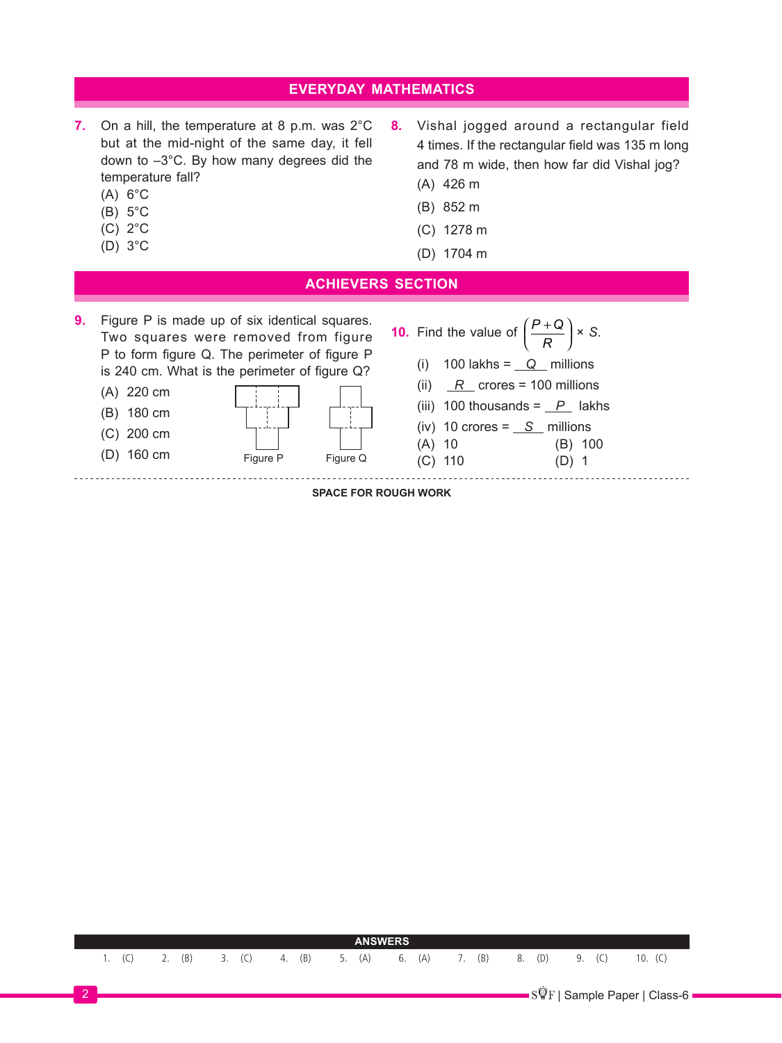## EVERYDAY MATHEMATICS

**7.** On a hill, the temperature at 8 p.m. was 2°C but at the mid-night of the same day, it fell down to –3°C. By how many degrees did the temperature fall?

(A) 6°C
(B) 5°C
(C) 2°C
(D) 3°C

**8.** Vishal jogged around a rectangular field 4 times. If the rectangular field was 135 m long and 78 m wide, then how far did Vishal jog?

(A) 426 m
(B) 852 m
(C) 1278 m
(D) 1704 m

## ACHIEVERS SECTION

**9.** Figure P is made up of six identical squares. Two squares were removed from figure P to form figure Q. The perimeter of figure P is 240 cm. What is the perimeter of figure Q?

(A) 220 cm
(B) 180 cm
(C) 200 cm
(D) 160 cm

Figure P

Figure Q

**10.** Find the value of $\left(\frac{P+Q}{R}\right) \times S$.

(i) 100 lakhs = __Q__ millions
(ii) __R__ crores = 100 millions
(iii) 100 thousands = __P__ lakhs
(iv) 10 crores = __S__ millions

(A) 10
(B) 100
(C) 110
(D) 1

SPACE FOR ROUGH WORK

**ANSWERS**

1. (C) 2. (B) 3. (C) 4. (B) 5. (A) 6. (A) 7. (B) 8. (D) 9. (C) 10. (C)